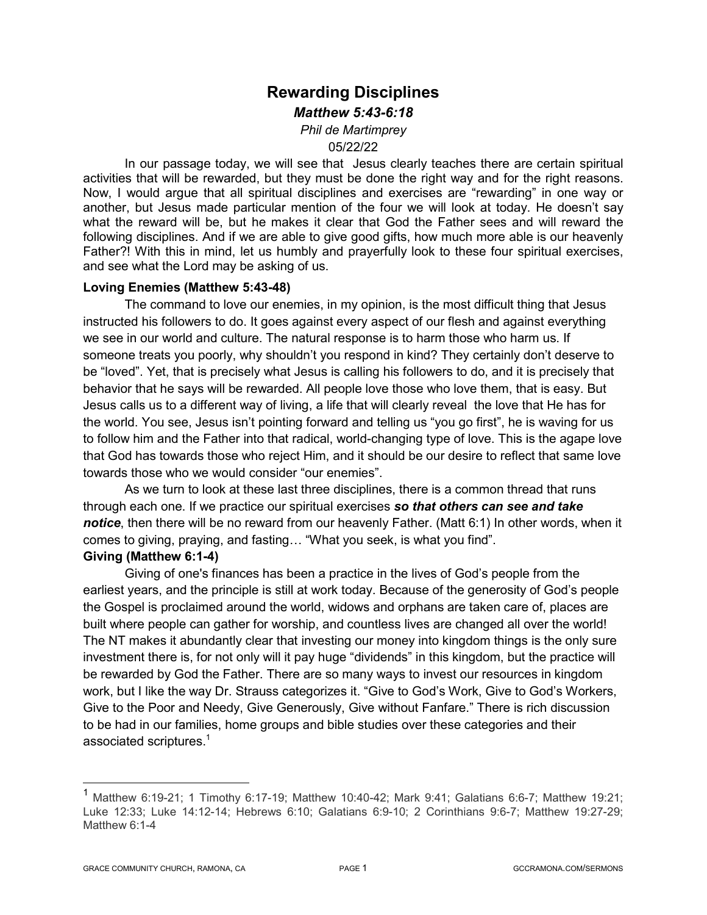# Rewarding Disciplines

## *Matthew 5:43-6:18*

*Phil de Martimprey*

05/22/22

In our passage today, we will see that Jesus clearly teaches there are certain spiritual activities that will be rewarded, but they must be done the right way and for the right reasons. Now, I would argue that all spiritual disciplines and exercises are "rewarding" in one way or another, but Jesus made particular mention of the four we will look at today. He doesn't say what the reward will be, but he makes it clear that God the Father sees and will reward the following disciplines. And if we are able to give good gifts, how much more able is our heavenly Father?! With this in mind, let us humbly and prayerfully look to these four spiritual exercises, and see what the Lord may be asking of us.

**Loving Enemies (Matthew 5:43-48)**

The command to love our enemies, in my opinion, is the most difficult thing that Jesus instructed his followers to do. It goes against every aspect of our flesh and against everything we see in our world and culture. The natural response is to harm those who harm us. If someone treats you poorly, why shouldn't you respond in kind? They certainly don't deserve to be "loved". Yet, that is precisely what Jesus is calling his followers to do, and it is precisely that behavior that he says will be rewarded. All people love those who love them, that is easy. But Jesus calls us to a different way of living, a life that will clearly reveal the love that He has for the world. You see, Jesus isn't pointing forward and telling us "you go first", he is waving for us to follow him and the Father into that radical, world-changing type of love. This is the agape love that God has towards those who reject Him, and it should be our desire to reflect that same love towards those who we would consider "our enemies".

As we turn to look at these last three disciplines, there is a common thread that runs through each one. If we practice our spiritual exercises ***so that others can see and take notice***, then there will be no reward from our heavenly Father. (Matt 6:1) In other words, when it comes to giving, praying, and fasting… "What you seek, is what you find".

**Giving (Matthew 6:1-4)**

Giving of one's finances has been a practice in the lives of God's people from the earliest years, and the principle is still at work today. Because of the generosity of God's people the Gospel is proclaimed around the world, widows and orphans are taken care of, places are built where people can gather for worship, and countless lives are changed all over the world! The NT makes it abundantly clear that investing our money into kingdom things is the only sure investment there is, for not only will it pay huge "dividends" in this kingdom, but the practice will be rewarded by God the Father. There are so many ways to invest our resources in kingdom work, but I like the way Dr. Strauss categorizes it. "Give to God's Work, Give to God's Workers, Give to the Poor and Needy, Give Generously, Give without Fanfare." There is rich discussion to be had in our families, home groups and bible studies over these categories and their associated scriptures.[1]

---

[1] Matthew 6:19-21; 1 Timothy 6:17-19; Matthew 10:40-42; Mark 9:41; Galatians 6:6-7; Matthew 19:21; Luke 12:33; Luke 14:12-14; Hebrews 6:10; Galatians 6:9-10; 2 Corinthians 9:6-7; Matthew 19:27-29; Matthew 6:1-4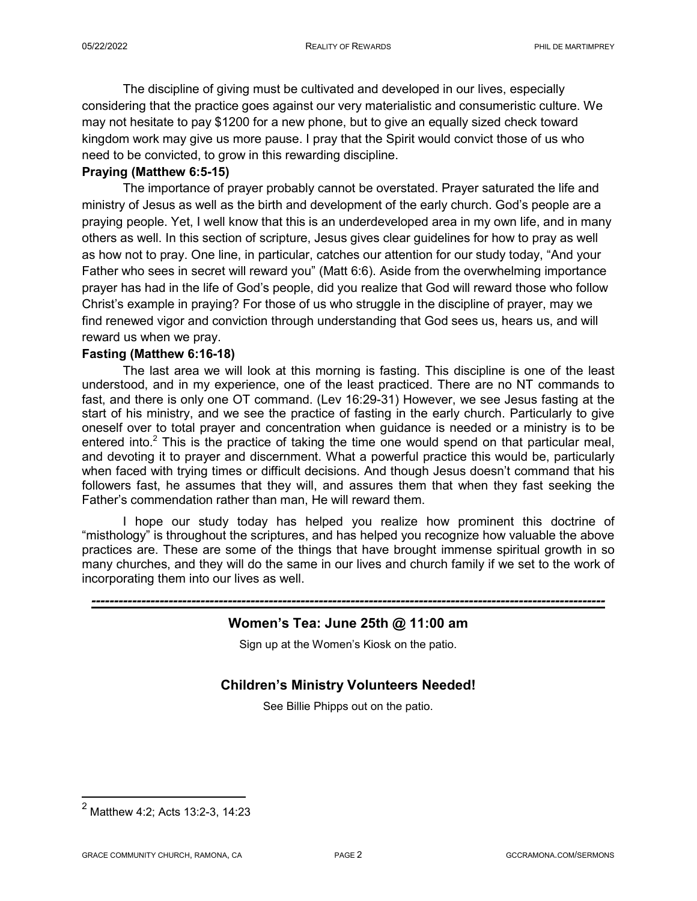The discipline of giving must be cultivated and developed in our lives, especially considering that the practice goes against our very materialistic and consumeristic culture. We may not hesitate to pay $1200 for a new phone, but to give an equally sized check toward kingdom work may give us more pause. I pray that the Spirit would convict those of us who need to be convicted, to grow in this rewarding discipline.

**Praying (Matthew 6:5-15)**

The importance of prayer probably cannot be overstated. Prayer saturated the life and ministry of Jesus as well as the birth and development of the early church. God's people are a praying people. Yet, I well know that this is an underdeveloped area in my own life, and in many others as well. In this section of scripture, Jesus gives clear guidelines for how to pray as well as how not to pray. One line, in particular, catches our attention for our study today, "And your Father who sees in secret will reward you" (Matt 6:6). Aside from the overwhelming importance prayer has had in the life of God's people, did you realize that God will reward those who follow Christ's example in praying? For those of us who struggle in the discipline of prayer, may we find renewed vigor and conviction through understanding that God sees us, hears us, and will reward us when we pray.

**Fasting (Matthew 6:16-18)**

The last area we will look at this morning is fasting. This discipline is one of the least understood, and in my experience, one of the least practiced. There are no NT commands to fast, and there is only one OT command. (Lev 16:29-31) However, we see Jesus fasting at the start of his ministry, and we see the practice of fasting in the early church. Particularly to give oneself over to total prayer and concentration when guidance is needed or a ministry is to be entered into.[2] This is the practice of taking the time one would spend on that particular meal, and devoting it to prayer and discernment. What a powerful practice this would be, particularly when faced with trying times or difficult decisions. And though Jesus doesn't command that his followers fast, he assumes that they will, and assures them that when they fast seeking the Father's commendation rather than man, He will reward them.

I hope our study today has helped you realize how prominent this doctrine of "misthology" is throughout the scriptures, and has helped you recognize how valuable the above practices are. These are some of the things that have brought immense spiritual growth in so many churches, and they will do the same in our lives and church family if we set to the work of incorporating them into our lives as well.

---

**Women's Tea: June 25th @ 11:00 am**

Sign up at the Women's Kiosk on the patio.

**Children's Ministry Volunteers Needed!**

See Billie Phipps out on the patio.

---

[2] Matthew 4:2; Acts 13:2-3, 14:23